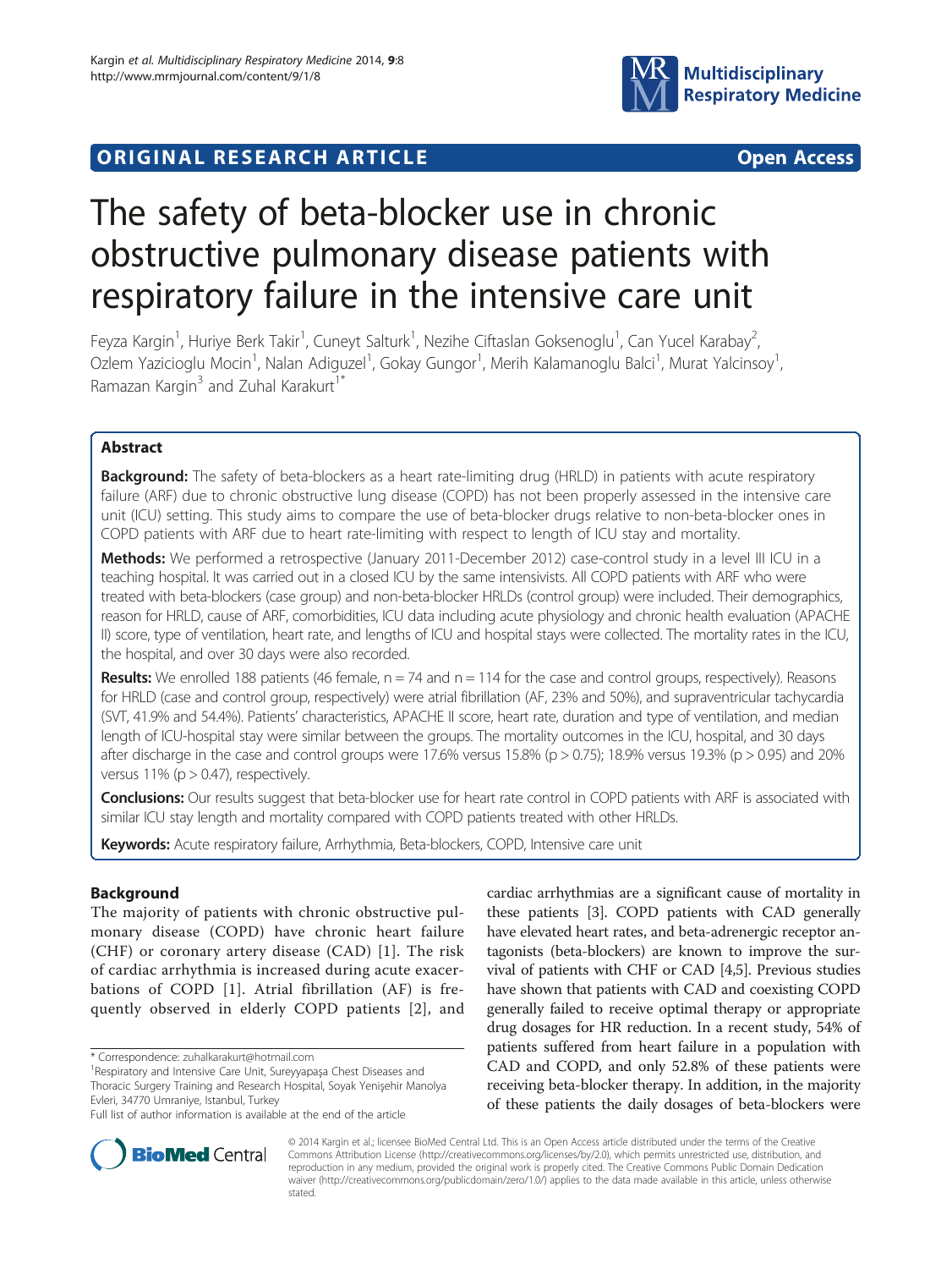ORIGINAL RESEARCH ARTICLE — Open Access

# The safety of beta-blocker use in chronic obstructive pulmonary disease patients with respiratory failure in the intensive care unit

Feyza Kargin[1], Huriye Berk Takir[1], Cuneyt Salturk[1], Nezihe Ciftaslan Goksenoglu[1], Can Yucel Karabay[2], Ozlem Yazicioglu Mocin[1], Nalan Adiguzel[1], Gokay Gungor[1], Merih Kalamanoglu Balci[1], Murat Yalcinsoy[1], Ramazan Kargin[3] and Zuhal Karakurt[1*]

## Abstract

**Background:** The safety of beta-blockers as a heart rate-limiting drug (HRLD) in patients with acute respiratory failure (ARF) due to chronic obstructive lung disease (COPD) has not been properly assessed in the intensive care unit (ICU) setting. This study aims to compare the use of beta-blocker drugs relative to non-beta-blocker ones in COPD patients with ARF due to heart rate-limiting with respect to length of ICU stay and mortality.

**Methods:** We performed a retrospective (January 2011-December 2012) case-control study in a level III ICU in a teaching hospital. It was carried out in a closed ICU by the same intensivists. All COPD patients with ARF who were treated with beta-blockers (case group) and non-beta-blocker HRLDs (control group) were included. Their demographics, reason for HRLD, cause of ARF, comorbidities, ICU data including acute physiology and chronic health evaluation (APACHE II) score, type of ventilation, heart rate, and lengths of ICU and hospital stays were collected. The mortality rates in the ICU, the hospital, and over 30 days were also recorded.

**Results:** We enrolled 188 patients (46 female, n = 74 and n = 114 for the case and control groups, respectively). Reasons for HRLD (case and control group, respectively) were atrial fibrillation (AF, 23% and 50%), and supraventricular tachycardia (SVT, 41.9% and 54.4%). Patients' characteristics, APACHE II score, heart rate, duration and type of ventilation, and median length of ICU-hospital stay were similar between the groups. The mortality outcomes in the ICU, hospital, and 30 days after discharge in the case and control groups were 17.6% versus 15.8% ($p > 0.75$); 18.9% versus 19.3% ($p > 0.95$) and 20% versus 11% ($p > 0.47$), respectively.

**Conclusions:** Our results suggest that beta-blocker use for heart rate control in COPD patients with ARF is associated with similar ICU stay length and mortality compared with COPD patients treated with other HRLDs.

**Keywords:** Acute respiratory failure, Arrhythmia, Beta-blockers, COPD, Intensive care unit

## Background

The majority of patients with chronic obstructive pulmonary disease (COPD) have chronic heart failure (CHF) or coronary artery disease (CAD) [1]. The risk of cardiac arrhythmia is increased during acute exacerbations of COPD [1]. Atrial fibrillation (AF) is frequently observed in elderly COPD patients [2], and cardiac arrhythmias are a significant cause of mortality in these patients [3]. COPD patients with CAD generally have elevated heart rates, and beta-adrenergic receptor antagonists (beta-blockers) are known to improve the survival of patients with CHF or CAD [4,5]. Previous studies have shown that patients with CAD and coexisting COPD generally failed to receive optimal therapy or appropriate drug dosages for HR reduction. In a recent study, 54% of patients suffered from heart failure in a population with CAD and COPD, and only 52.8% of these patients were receiving beta-blocker therapy. In addition, in the majority of these patients the daily dosages of beta-blockers were

\* Correspondence: zuhalkarakurt@hotmail.com
[1]Respiratory and Intensive Care Unit, Sureyyapaşa Chest Diseases and Thoracic Surgery Training and Research Hospital, Soyak Yenişehir Manolya Evleri, 34770 Umraniye, Istanbul, Turkey
Full list of author information is available at the end of the article

© 2014 Kargin et al.; licensee BioMed Central Ltd. This is an Open Access article distributed under the terms of the Creative Commons Attribution License (http://creativecommons.org/licenses/by/2.0), which permits unrestricted use, distribution, and reproduction in any medium, provided the original work is properly cited. The Creative Commons Public Domain Dedication waiver (http://creativecommons.org/publicdomain/zero/1.0/) applies to the data made available in this article, unless otherwise stated.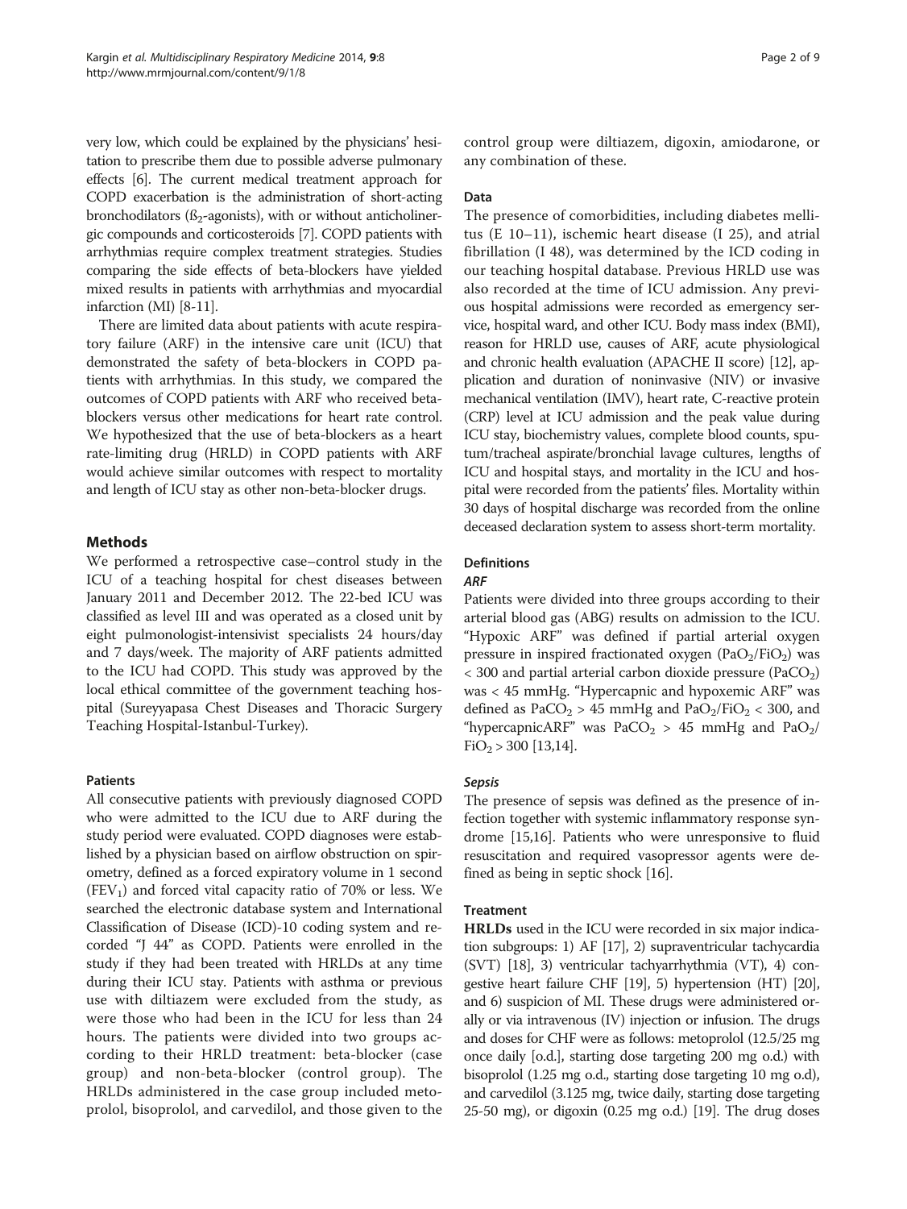very low, which could be explained by the physicians' hesitation to prescribe them due to possible adverse pulmonary effects [6]. The current medical treatment approach for COPD exacerbation is the administration of short-acting bronchodilators ($\beta_2$-agonists), with or without anticholinergic compounds and corticosteroids [7]. COPD patients with arrhythmias require complex treatment strategies. Studies comparing the side effects of beta-blockers have yielded mixed results in patients with arrhythmias and myocardial infarction (MI) [8-11].

There are limited data about patients with acute respiratory failure (ARF) in the intensive care unit (ICU) that demonstrated the safety of beta-blockers in COPD patients with arrhythmias. In this study, we compared the outcomes of COPD patients with ARF who received beta-blockers versus other medications for heart rate control. We hypothesized that the use of beta-blockers as a heart rate-limiting drug (HRLD) in COPD patients with ARF would achieve similar outcomes with respect to mortality and length of ICU stay as other non-beta-blocker drugs.

## Methods

We performed a retrospective case–control study in the ICU of a teaching hospital for chest diseases between January 2011 and December 2012. The 22-bed ICU was classified as level III and was operated as a closed unit by eight pulmonologist-intensivist specialists 24 hours/day and 7 days/week. The majority of ARF patients admitted to the ICU had COPD. This study was approved by the local ethical committee of the government teaching hospital (Sureyyapasa Chest Diseases and Thoracic Surgery Teaching Hospital-Istanbul-Turkey).

### Patients

All consecutive patients with previously diagnosed COPD who were admitted to the ICU due to ARF during the study period were evaluated. COPD diagnoses were established by a physician based on airflow obstruction on spirometry, defined as a forced expiratory volume in 1 second ($FEV_1$) and forced vital capacity ratio of 70% or less. We searched the electronic database system and International Classification of Disease (ICD)-10 coding system and recorded "J 44" as COPD. Patients were enrolled in the study if they had been treated with HRLDs at any time during their ICU stay. Patients with asthma or previous use with diltiazem were excluded from the study, as were those who had been in the ICU for less than 24 hours. The patients were divided into two groups according to their HRLD treatment: beta-blocker (case group) and non-beta-blocker (control group). The HRLDs administered in the case group included metoprolol, bisoprolol, and carvedilol, and those given to the control group were diltiazem, digoxin, amiodarone, or any combination of these.

### Data

The presence of comorbidities, including diabetes mellitus (E 10–11), ischemic heart disease (I 25), and atrial fibrillation (I 48), was determined by the ICD coding in our teaching hospital database. Previous HRLD use was also recorded at the time of ICU admission. Any previous hospital admissions were recorded as emergency service, hospital ward, and other ICU. Body mass index (BMI), reason for HRLD use, causes of ARF, acute physiological and chronic health evaluation (APACHE II score) [12], application and duration of noninvasive (NIV) or invasive mechanical ventilation (IMV), heart rate, C-reactive protein (CRP) level at ICU admission and the peak value during ICU stay, biochemistry values, complete blood counts, sputum/tracheal aspirate/bronchial lavage cultures, lengths of ICU and hospital stays, and mortality in the ICU and hospital were recorded from the patients' files. Mortality within 30 days of hospital discharge was recorded from the online deceased declaration system to assess short-term mortality.

### Definitions

#### *ARF*

Patients were divided into three groups according to their arterial blood gas (ABG) results on admission to the ICU. "Hypoxic ARF" was defined if partial arterial oxygen pressure in inspired fractionated oxygen ($PaO_2/FiO_2$) was $< 300$ and partial arterial carbon dioxide pressure ($PaCO_2$) was $< 45$ mmHg. "Hypercapnic and hypoxemic ARF" was defined as $PaCO_2 > 45$ mmHg and $PaO_2/FiO_2 < 300$, and "hypercapnicARF" was $PaCO_2 > 45$ mmHg and $PaO_2/FiO_2 > 300$ [13,14].

#### *Sepsis*

The presence of sepsis was defined as the presence of infection together with systemic inflammatory response syndrome [15,16]. Patients who were unresponsive to fluid resuscitation and required vasopressor agents were defined as being in septic shock [16].

### Treatment

**HRLDs** used in the ICU were recorded in six major indication subgroups: 1) AF [17], 2) supraventricular tachycardia (SVT) [18], 3) ventricular tachyarrhythmia (VT), 4) congestive heart failure CHF [19], 5) hypertension (HT) [20], and 6) suspicion of MI. These drugs were administered orally or via intravenous (IV) injection or infusion. The drugs and doses for CHF were as follows: metoprolol (12.5/25 mg once daily [o.d.], starting dose targeting 200 mg o.d.) with bisoprolol (1.25 mg o.d., starting dose targeting 10 mg o.d), and carvedilol (3.125 mg, twice daily, starting dose targeting 25-50 mg), or digoxin (0.25 mg o.d.) [19]. The drug doses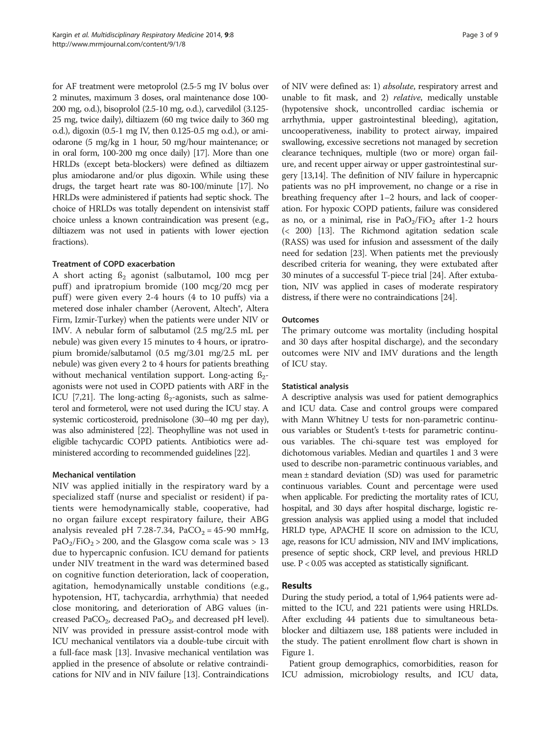for AF treatment were metoprolol (2.5-5 mg IV bolus over 2 minutes, maximum 3 doses, oral maintenance dose 100-200 mg, o.d.), bisoprolol (2.5-10 mg, o.d.), carvedilol (3.125-25 mg, twice daily), diltiazem (60 mg twice daily to 360 mg o.d.), digoxin (0.5-1 mg IV, then 0.125-0.5 mg o.d.), or amiodarone (5 mg/kg in 1 hour, 50 mg/hour maintenance; or in oral form, 100-200 mg once daily) [17]. More than one HRLDs (except beta-blockers) were defined as diltiazem plus amiodarone and/or plus digoxin. While using these drugs, the target heart rate was 80-100/minute [17]. No HRLDs were administered if patients had septic shock. The choice of HRLDs was totally dependent on intensivist staff choice unless a known contraindication was present (e.g., diltiazem was not used in patients with lower ejection fractions).

### Treatment of COPD exacerbation

A short acting $\beta_2$ agonist (salbutamol, 100 mcg per puff) and ipratropium bromide (100 mcg/20 mcg per puff) were given every 2-4 hours (4 to 10 puffs) via a metered dose inhaler chamber (Aerovent, Altech®, Altera Firm, Izmir-Turkey) when the patients were under NIV or IMV. A nebular form of salbutamol (2.5 mg/2.5 mL per nebule) was given every 15 minutes to 4 hours, or ipratropium bromide/salbutamol (0.5 mg/3.01 mg/2.5 mL per nebule) was given every 2 to 4 hours for patients breathing without mechanical ventilation support. Long-acting $\beta_2$-agonists were not used in COPD patients with ARF in the ICU [7,21]. The long-acting $\beta_2$-agonists, such as salmeterol and formeterol, were not used during the ICU stay. A systemic corticosteroid, prednisolone (30–40 mg per day), was also administered [22]. Theophylline was not used in eligible tachycardic COPD patients. Antibiotics were administered according to recommended guidelines [22].

### Mechanical ventilation

NIV was applied initially in the respiratory ward by a specialized staff (nurse and specialist or resident) if patients were hemodynamically stable, cooperative, had no organ failure except respiratory failure, their ABG analysis revealed pH 7.28-7.34, $PaCO_2$ = 45-90 mmHg, $PaO_2/FiO_2$ > 200, and the Glasgow coma scale was > 13 due to hypercapnic confusion. ICU demand for patients under NIV treatment in the ward was determined based on cognitive function deterioration, lack of cooperation, agitation, hemodynamically unstable conditions (e.g., hypotension, HT, tachycardia, arrhythmia) that needed close monitoring, and deterioration of ABG values (increased $PaCO_2$, decreased $PaO_2$, and decreased pH level). NIV was provided in pressure assist-control mode with ICU mechanical ventilators via a double-tube circuit with a full-face mask [13]. Invasive mechanical ventilation was applied in the presence of absolute or relative contraindications for NIV and in NIV failure [13]. Contraindications of NIV were defined as: 1) *absolute*, respiratory arrest and unable to fit mask, and 2) *relative*, medically unstable (hypotensive shock, uncontrolled cardiac ischemia or arrhythmia, upper gastrointestinal bleeding), agitation, uncooperativeness, inability to protect airway, impaired swallowing, excessive secretions not managed by secretion clearance techniques, multiple (two or more) organ failure, and recent upper airway or upper gastrointestinal surgery [13,14]. The definition of NIV failure in hypercapnic patients was no pH improvement, no change or a rise in breathing frequency after 1–2 hours, and lack of cooperation. For hypoxic COPD patients, failure was considered as no, or a minimal, rise in $PaO_2/FiO_2$ after 1-2 hours (< 200) [13]. The Richmond agitation sedation scale (RASS) was used for infusion and assessment of the daily need for sedation [23]. When patients met the previously described criteria for weaning, they were extubated after 30 minutes of a successful T-piece trial [24]. After extubation, NIV was applied in cases of moderate respiratory distress, if there were no contraindications [24].

### Outcomes

The primary outcome was mortality (including hospital and 30 days after hospital discharge), and the secondary outcomes were NIV and IMV durations and the length of ICU stay.

### Statistical analysis

A descriptive analysis was used for patient demographics and ICU data. Case and control groups were compared with Mann Whitney U tests for non-parametric continuous variables or Student's t-tests for parametric continuous variables. The chi-square test was employed for dichotomous variables. Median and quartiles 1 and 3 were used to describe non-parametric continuous variables, and mean ± standard deviation (SD) was used for parametric continuous variables. Count and percentage were used when applicable. For predicting the mortality rates of ICU, hospital, and 30 days after hospital discharge, logistic regression analysis was applied using a model that included HRLD type, APACHE II score on admission to the ICU, age, reasons for ICU admission, NIV and IMV implications, presence of septic shock, CRP level, and previous HRLD use. $P < 0.05$ was accepted as statistically significant.

## Results

During the study period, a total of 1,964 patients were admitted to the ICU, and 221 patients were using HRLDs. After excluding 44 patients due to simultaneous beta-blocker and diltiazem use, 188 patients were included in the study. The patient enrollment flow chart is shown in Figure 1.

Patient group demographics, comorbidities, reason for ICU admission, microbiology results, and ICU data,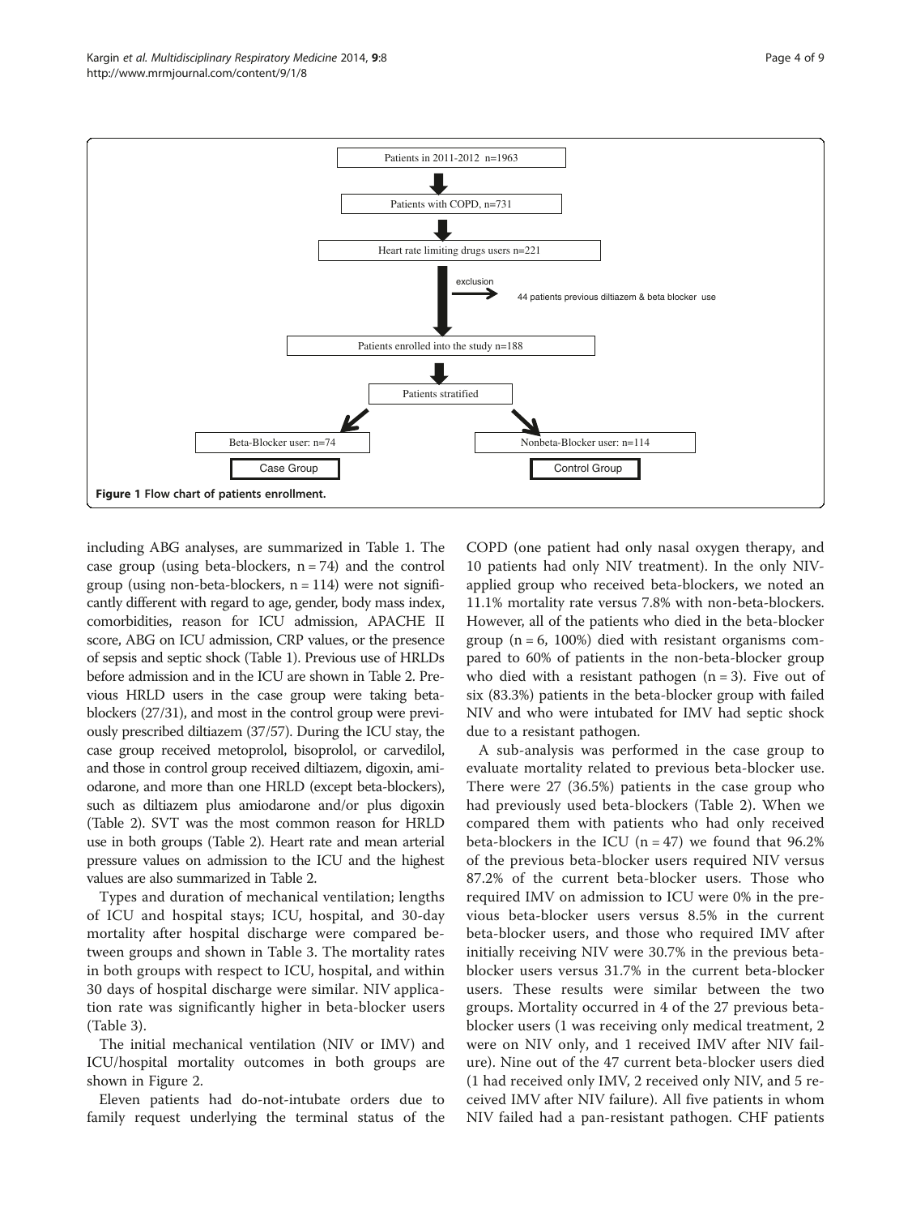Patients in 2011-2012 n=1963

Patients with COPD, n=731

Heart rate limiting drugs users n=221

exclusion

44 patients previous diltiazem & beta blocker use

Patients enrolled into the study n=188

Patients stratified

Beta-Blocker user: n=74

Case Group

Nonbeta-Blocker user: n=114

Control Group

**Figure 1** Flow chart of patients enrollment.

including ABG analyses, are summarized in Table 1. The case group (using beta-blockers, n = 74) and the control group (using non-beta-blockers, n = 114) were not significantly different with regard to age, gender, body mass index, comorbidities, reason for ICU admission, APACHE II score, ABG on ICU admission, CRP values, or the presence of sepsis and septic shock (Table 1). Previous use of HRLDs before admission and in the ICU are shown in Table 2. Previous HRLD users in the case group were taking beta-blockers (27/31), and most in the control group were previously prescribed diltiazem (37/57). During the ICU stay, the case group received metoprolol, bisoprolol, or carvedilol, and those in control group received diltiazem, digoxin, amiodarone, and more than one HRLD (except beta-blockers), such as diltiazem plus amiodarone and/or plus digoxin (Table 2). SVT was the most common reason for HRLD use in both groups (Table 2). Heart rate and mean arterial pressure values on admission to the ICU and the highest values are also summarized in Table 2.

Types and duration of mechanical ventilation; lengths of ICU and hospital stays; ICU, hospital, and 30-day mortality after hospital discharge were compared between groups and shown in Table 3. The mortality rates in both groups with respect to ICU, hospital, and within 30 days of hospital discharge were similar. NIV application rate was significantly higher in beta-blocker users (Table 3).

The initial mechanical ventilation (NIV or IMV) and ICU/hospital mortality outcomes in both groups are shown in Figure 2.

Eleven patients had do-not-intubate orders due to family request underlying the terminal status of the COPD (one patient had only nasal oxygen therapy, and 10 patients had only NIV treatment). In the only NIV-applied group who received beta-blockers, we noted an 11.1% mortality rate versus 7.8% with non-beta-blockers. However, all of the patients who died in the beta-blocker group (n = 6, 100%) died with resistant organisms compared to 60% of patients in the non-beta-blocker group who died with a resistant pathogen (n = 3). Five out of six (83.3%) patients in the beta-blocker group with failed NIV and who were intubated for IMV had septic shock due to a resistant pathogen.

A sub-analysis was performed in the case group to evaluate mortality related to previous beta-blocker use. There were 27 (36.5%) patients in the case group who had previously used beta-blockers (Table 2). When we compared them with patients who had only received beta-blockers in the ICU (n = 47) we found that 96.2% of the previous beta-blocker users required NIV versus 87.2% of the current beta-blocker users. Those who required IMV on admission to ICU were 0% in the previous beta-blocker users versus 8.5% in the current beta-blocker users, and those who required IMV after initially receiving NIV were 30.7% in the previous beta-blocker users versus 31.7% in the current beta-blocker users. These results were similar between the two groups. Mortality occurred in 4 of the 27 previous beta-blocker users (1 was receiving only medical treatment, 2 were on NIV only, and 1 received IMV after NIV failure). Nine out of the 47 current beta-blocker users died (1 had received only IMV, 2 received only NIV, and 5 received IMV after NIV failure). All five patients in whom NIV failed had a pan-resistant pathogen. CHF patients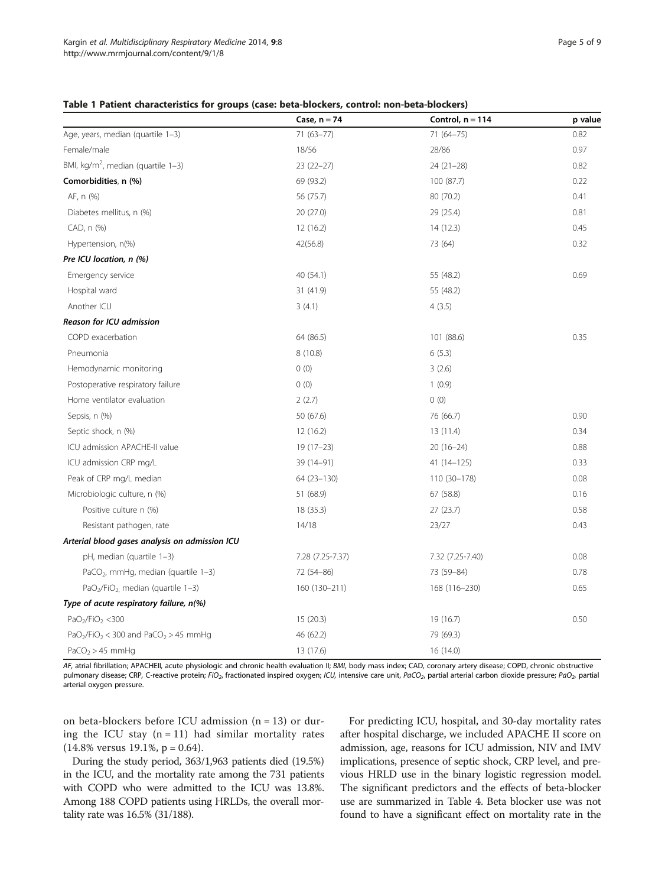**Table 1 Patient characteristics for groups (case: beta-blockers, control: non-beta-blockers)**

| | Case, n = 74 | Control, n = 114 | p value |
|---|---|---|---|
| Age, years, median (quartile 1–3) | 71 (63–77) | 71 (64–75) | 0.82 |
| Female/male | 18/56 | 28/86 | 0.97 |
| BMI, kg/m$^2$, median (quartile 1–3) | 23 (22–27) | 24 (21–28) | 0.82 |
| **Comorbidities, n (%)** | 69 (93.2) | 100 (87.7) | 0.22 |
| AF, n (%) | 56 (75.7) | 80 (70.2) | 0.41 |
| Diabetes mellitus, n (%) | 20 (27.0) | 29 (25.4) | 0.81 |
| CAD, n (%) | 12 (16.2) | 14 (12.3) | 0.45 |
| Hypertension, n(%) | 42(56.8) | 73 (64) | 0.32 |
| ***Pre ICU location, n (%)*** | | | |
| Emergency service | 40 (54.1) | 55 (48.2) | 0.69 |
| Hospital ward | 31 (41.9) | 55 (48.2) | |
| Another ICU | 3 (4.1) | 4 (3.5) | |
| ***Reason for ICU admission*** | | | |
| COPD exacerbation | 64 (86.5) | 101 (88.6) | 0.35 |
| Pneumonia | 8 (10.8) | 6 (5.3) | |
| Hemodynamic monitoring | 0 (0) | 3 (2.6) | |
| Postoperative respiratory failure | 0 (0) | 1 (0.9) | |
| Home ventilator evaluation | 2 (2.7) | 0 (0) | |
| Sepsis, n (%) | 50 (67.6) | 76 (66.7) | 0.90 |
| Septic shock, n (%) | 12 (16.2) | 13 (11.4) | 0.34 |
| ICU admission APACHE-II value | 19 (17–23) | 20 (16–24) | 0.88 |
| ICU admission CRP mg/L | 39 (14–91) | 41 (14–125) | 0.33 |
| Peak of CRP mg/L median | 64 (23–130) | 110 (30–178) | 0.08 |
| Microbiologic culture, n (%) | 51 (68.9) | 67 (58.8) | 0.16 |
| Positive culture n (%) | 18 (35.3) | 27 (23.7) | 0.58 |
| Resistant pathogen, rate | 14/18 | 23/27 | 0.43 |
| ***Arterial blood gases analysis on admission ICU*** | | | |
| pH, median (quartile 1–3) | 7.28 (7.25-7.37) | 7.32 (7.25-7.40) | 0.08 |
| $PaCO_2$, mmHg, median (quartile 1–3) | 72 (54–86) | 73 (59–84) | 0.78 |
| $PaO_2/FiO_2$, median (quartile 1–3) | 160 (130–211) | 168 (116–230) | 0.65 |
| ***Type of acute respiratory failure, n(%)*** | | | |
| $PaO_2/FiO_2$ <300 | 15 (20.3) | 19 (16.7) | 0.50 |
| $PaO_2/FiO_2$ < 300 and $PaCO_2$ > 45 mmHg | 46 (62.2) | 79 (69.3) | |
| $PaCO_2$ > 45 mmHg | 13 (17.6) | 16 (14.0) | |

*AF*, atrial fibrillation; *APACHEII*, acute physiologic and chronic health evaluation II; *BMI*, body mass index; *CAD*, coronary artery disease; *COPD*, chronic obstructive pulmonary disease; *CRP*, C-reactive protein; *$FiO_2$*, fractionated inspired oxygen; *ICU*, intensive care unit, *$PaCO_2$*, partial arterial carbon dioxide pressure; *$PaO_2$*, partial arterial oxygen pressure.

on beta-blockers before ICU admission (n = 13) or during the ICU stay (n = 11) had similar mortality rates (14.8% versus 19.1%, p = 0.64).

During the study period, 363/1,963 patients died (19.5%) in the ICU, and the mortality rate among the 731 patients with COPD who were admitted to the ICU was 13.8%. Among 188 COPD patients using HRLDs, the overall mortality rate was 16.5% (31/188).

For predicting ICU, hospital, and 30-day mortality rates after hospital discharge, we included APACHE II score on admission, age, reasons for ICU admission, NIV and IMV implications, presence of septic shock, CRP level, and previous HRLD use in the binary logistic regression model. The significant predictors and the effects of beta-blocker use are summarized in Table 4. Beta blocker use was not found to have a significant effect on mortality rate in the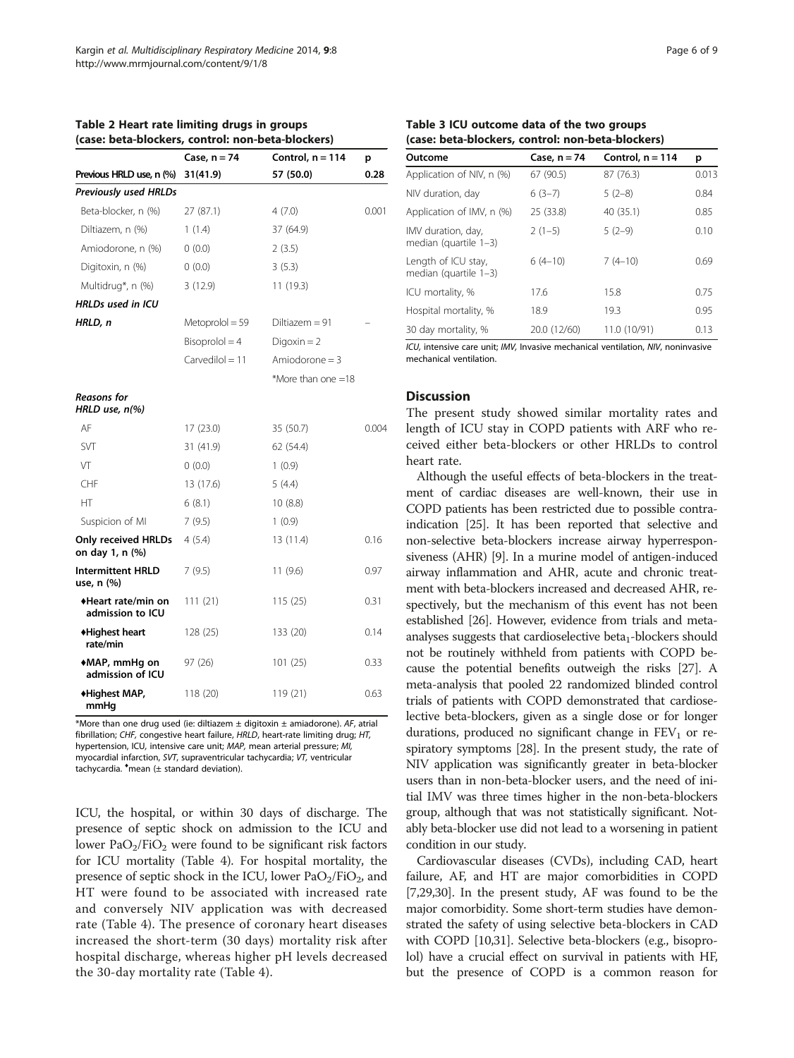**Table 2 Heart rate limiting drugs in groups (case: beta-blockers, control: non-beta-blockers)**

| | Case, n = 74 | Control, n = 114 | p |
|---|---|---|---|
| **Previous HRLD use, n (%)** | **31(41.9)** | **57 (50.0)** | **0.28** |
| ***Previously used HRLDs*** | | | |
| Beta-blocker, n (%) | 27 (87.1) | 4 (7.0) | 0.001 |
| Diltiazem, n (%) | 1 (1.4) | 37 (64.9) | |
| Amiodorone, n (%) | 0 (0.0) | 2 (3.5) | |
| Digitoxin, n (%) | 0 (0.0) | 3 (5.3) | |
| Multidrug*, n (%) | 3 (12.9) | 11 (19.3) | |
| ***HRLDs used in ICU*** | | | |
| ***HRLD, n*** | Metoprolol = 59 | Diltiazem = 91 | – |
| | Bisoprolol = 4 | Digoxin = 2 | |
| | Carvedilol = 11 | Amiodorone = 3 | |
| | | *More than one =18 | |
| ***Reasons for HRLD use, n(%)*** | | | |
| AF | 17 (23.0) | 35 (50.7) | 0.004 |
| SVT | 31 (41.9) | 62 (54.4) | |
| VT | 0 (0.0) | 1 (0.9) | |
| CHF | 13 (17.6) | 5 (4.4) | |
| HT | 6 (8.1) | 10 (8.8) | |
| Suspicion of MI | 7 (9.5) | 1 (0.9) | |
| **Only received HRLDs on day 1, n (%)** | 4 (5.4) | 13 (11.4) | 0.16 |
| **Intermittent HRLD use, n (%)** | 7 (9.5) | 11 (9.6) | 0.97 |
| **♦Heart rate/min on admission to ICU** | 111 (21) | 115 (25) | 0.31 |
| **♦Highest heart rate/min** | 128 (25) | 133 (20) | 0.14 |
| **♦MAP, mmHg on admission of ICU** | 97 (26) | 101 (25) | 0.33 |
| **♦Highest MAP, mmHg** | 118 (20) | 119 (21) | 0.63 |

*More than one drug used (ie: diltiazem ± digitoxin ± amiadorone). *AF*, atrial fibrillation; *CHF*, congestive heart failure, *HRLD*, heart-rate limiting drug; *HT*, hypertension, ICU, intensive care unit; *MAP*, mean arterial pressure; *MI*, myocardial infarction, *SVT*, supraventricular tachycardia; *VT*, ventricular tachycardia. ♦mean (± standard deviation).

ICU, the hospital, or within 30 days of discharge. The presence of septic shock on admission to the ICU and lower $PaO_2/FiO_2$ were found to be significant risk factors for ICU mortality (Table 4). For hospital mortality, the presence of septic shock in the ICU, lower $PaO_2/FiO_2$, and HT were found to be associated with increased rate and conversely NIV application was with decreased rate (Table 4). The presence of coronary heart diseases increased the short-term (30 days) mortality risk after hospital discharge, whereas higher pH levels decreased the 30-day mortality rate (Table 4).

**Table 3 ICU outcome data of the two groups (case: beta-blockers, control: non-beta-blockers)**

| Outcome | Case, n = 74 | Control, n = 114 | p |
|---|---|---|---|
| Application of NIV, n (%) | 67 (90.5) | 87 (76.3) | 0.013 |
| NIV duration, day | 6 (3–7) | 5 (2–8) | 0.84 |
| Application of IMV, n (%) | 25 (33.8) | 40 (35.1) | 0.85 |
| IMV duration, day, median (quartile 1–3) | 2 (1–5) | 5 (2–9) | 0.10 |
| Length of ICU stay, median (quartile 1–3) | 6 (4–10) | 7 (4–10) | 0.69 |
| ICU mortality, % | 17.6 | 15.8 | 0.75 |
| Hospital mortality, % | 18.9 | 19.3 | 0.95 |
| 30 day mortality, % | 20.0 (12/60) | 11.0 (10/91) | 0.13 |

*ICU*, intensive care unit; *IMV*, Invasive mechanical ventilation, *NIV*, noninvasive mechanical ventilation.

## Discussion

The present study showed similar mortality rates and length of ICU stay in COPD patients with ARF who received either beta-blockers or other HRLDs to control heart rate.

Although the useful effects of beta-blockers in the treatment of cardiac diseases are well-known, their use in COPD patients has been restricted due to possible contraindication [25]. It has been reported that selective and non-selective beta-blockers increase airway hyperresponsiveness (AHR) [9]. In a murine model of antigen-induced airway inflammation and AHR, acute and chronic treatment with beta-blockers increased and decreased AHR, respectively, but the mechanism of this event has not been established [26]. However, evidence from trials and meta-analyses suggests that cardioselective $beta_1$-blockers should not be routinely withheld from patients with COPD because the potential benefits outweigh the risks [27]. A meta-analysis that pooled 22 randomized blinded control trials of patients with COPD demonstrated that cardioselective beta-blockers, given as a single dose or for longer durations, produced no significant change in $FEV_1$ or respiratory symptoms [28]. In the present study, the rate of NIV application was significantly greater in beta-blocker users than in non-beta-blocker users, and the need of initial IMV was three times higher in the non-beta-blockers group, although that was not statistically significant. Notably beta-blocker use did not lead to a worsening in patient condition in our study.

Cardiovascular diseases (CVDs), including CAD, heart failure, AF, and HT are major comorbidities in COPD [7,29,30]. In the present study, AF was found to be the major comorbidity. Some short-term studies have demonstrated the safety of using selective beta-blockers in CAD with COPD [10,31]. Selective beta-blockers (e.g., bisoprolol) have a crucial effect on survival in patients with HF, but the presence of COPD is a common reason for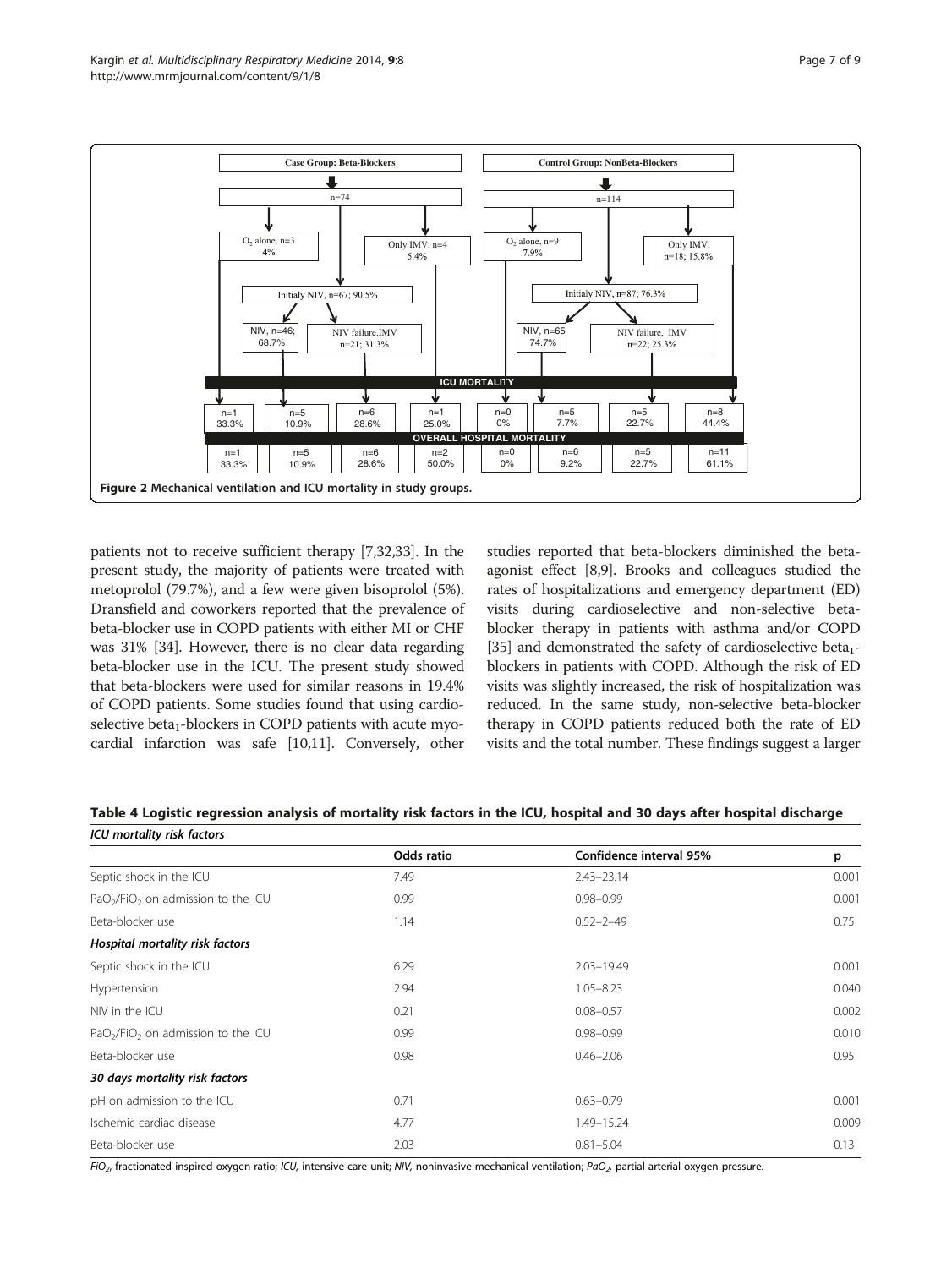Figure 2 Mechanical ventilation and ICU mortality in study groups.

patients not to receive sufficient therapy [7,32,33]. In the present study, the majority of patients were treated with metoprolol (79.7%), and a few were given bisoprolol (5%). Dransfield and coworkers reported that the prevalence of beta-blocker use in COPD patients with either MI or CHF was 31% [34]. However, there is no clear data regarding beta-blocker use in the ICU. The present study showed that beta-blockers were used for similar reasons in 19.4% of COPD patients. Some studies found that using cardioselective $beta_1$-blockers in COPD patients with acute myocardial infarction was safe [10,11]. Conversely, other studies reported that beta-blockers diminished the beta-agonist effect [8,9]. Brooks and colleagues studied the rates of hospitalizations and emergency department (ED) visits during cardioselective and non-selective beta-blocker therapy in patients with asthma and/or COPD [35] and demonstrated the safety of cardioselective $beta_1$-blockers in patients with COPD. Although the risk of ED visits was slightly increased, the risk of hospitalization was reduced. In the same study, non-selective beta-blocker therapy in COPD patients reduced both the rate of ED visits and the total number. These findings suggest a larger

**Table 4 Logistic regression analysis of mortality risk factors in the ICU, hospital and 30 days after hospital discharge**

| *ICU mortality risk factors* | | | |
|---|---|---|---|
| | Odds ratio | Confidence interval 95% | p |
| Septic shock in the ICU | 7.49 | 2.43–23.14 | 0.001 |
| $PaO_2/FiO_2$ on admission to the ICU | 0.99 | 0.98–0.99 | 0.001 |
| Beta-blocker use | 1.14 | 0.52–2–49 | 0.75 |
| ***Hospital mortality risk factors*** | | | |
| Septic shock in the ICU | 6.29 | 2.03–19.49 | 0.001 |
| Hypertension | 2.94 | 1.05–8.23 | 0.040 |
| NIV in the ICU | 0.21 | 0.08–0.57 | 0.002 |
| $PaO_2/FiO_2$ on admission to the ICU | 0.99 | 0.98–0.99 | 0.010 |
| Beta-blocker use | 0.98 | 0.46–2.06 | 0.95 |
| ***30 days mortality risk factors*** | | | |
| pH on admission to the ICU | 0.71 | 0.63–0.79 | 0.001 |
| Ischemic cardiac disease | 4.77 | 1.49–15.24 | 0.009 |
| Beta-blocker use | 2.03 | 0.81–5.04 | 0.13 |

*$FiO_2$, fractionated inspired oxygen ratio; ICU, intensive care unit; NIV, noninvasive mechanical ventilation; $PaO_2$, partial arterial oxygen pressure.*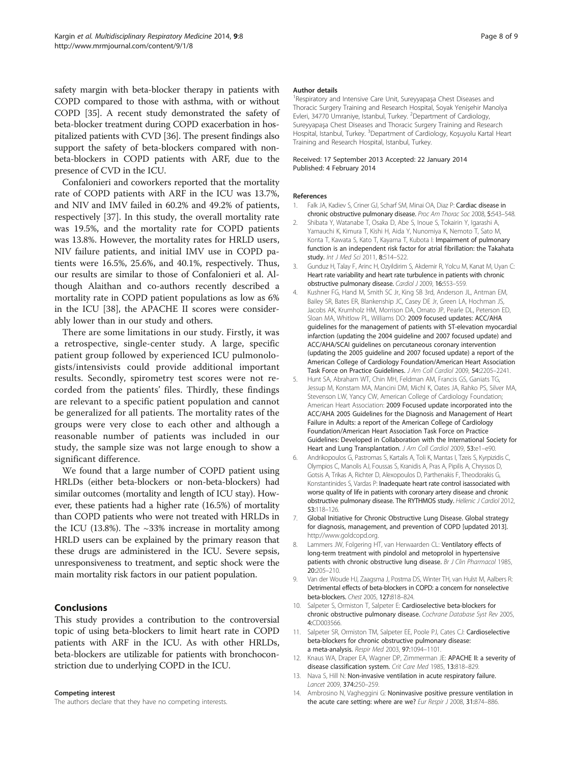safety margin with beta-blocker therapy in patients with COPD compared to those with asthma, with or without COPD [35]. A recent study demonstrated the safety of beta-blocker treatment during COPD exacerbation in hospitalized patients with CVD [36]. The present findings also support the safety of beta-blockers compared with non-beta-blockers in COPD patients with ARF, due to the presence of CVD in the ICU.

Confalonieri and coworkers reported that the mortality rate of COPD patients with ARF in the ICU was 13.7%, and NIV and IMV failed in 60.2% and 49.2% of patients, respectively [37]. In this study, the overall mortality rate was 19.5%, and the mortality rate for COPD patients was 13.8%. However, the mortality rates for HRLD users, NIV failure patients, and initial IMV use in COPD patients were 16.5%, 25.6%, and 40.1%, respectively. Thus, our results are similar to those of Confalonieri et al. Although Alaithan and co-authors recently described a mortality rate in COPD patient populations as low as 6% in the ICU [38], the APACHE II scores were considerably lower than in our study and others.

There are some limitations in our study. Firstly, it was a retrospective, single-center study. A large, specific patient group followed by experienced ICU pulmonologists/intensivists could provide additional important results. Secondly, spirometry test scores were not recorded from the patients' files. Thirdly, these findings are relevant to a specific patient population and cannot be generalized for all patients. The mortality rates of the groups were very close to each other and although a reasonable number of patients was included in our study, the sample size was not large enough to show a significant difference.

We found that a large number of COPD patient using HRLDs (either beta-blockers or non-beta-blockers) had similar outcomes (mortality and length of ICU stay). However, these patients had a higher rate (16.5%) of mortality than COPD patients who were not treated with HRLDs in the ICU (13.8%). The ~33% increase in mortality among HRLD users can be explained by the primary reason that these drugs are administered in the ICU. Severe sepsis, unresponsiveness to treatment, and septic shock were the main mortality risk factors in our patient population.

## Conclusions

This study provides a contribution to the controversial topic of using beta-blockers to limit heart rate in COPD patients with ARF in the ICU. As with other HRLDs, beta-blockers are utilizable for patients with bronchoconstriction due to underlying COPD in the ICU.

#### Competing interest

The authors declare that they have no competing interests.

#### Author details

[1]Respiratory and Intensive Care Unit, Sureyyapaşa Chest Diseases and Thoracic Surgery Training and Research Hospital, Soyak Yenişehir Manolya Evleri, 34770 Umraniye, Istanbul, Turkey. [2]Department of Cardiology, Sureyyapaşa Chest Diseases and Thoracic Surgery Training and Research Hospital, Istanbul, Turkey. [3]Department of Cardiology, Koşuyolu Kartal Heart Training and Research Hospital, Istanbul, Turkey.

Received: 17 September 2013 Accepted: 22 January 2014
Published: 4 February 2014

#### References

1. Falk JA, Kadiev S, Criner GJ, Scharf SM, Minai OA, Diaz P: **Cardiac disease in chronic obstructive pulmonary disease.** *Proc Am Thorac Soc* 2008, **5:**543–548.
2. Shibata Y, Watanabe T, Osaka D, Abe S, Inoue S, Tokairin Y, Igarashi A, Yamauchi K, Kimura T, Kishi H, Aida Y, Nunomiya K, Nemoto T, Sato M, Konta T, Kawata S, Kato T, Kayama T, Kubota I: **Impairment of pulmonary function is an independent risk factor for atrial fibrillation: the Takahata study.** *Int J Med Sci* 2011, **8:**514–522.
3. Gunduz H, Talay F, Arinc H, Ozyildirim S, Akdemir R, Yolcu M, Kanat M, Uyan C: **Heart rate variability and heart rate turbulence in patients with chronic obstructive pulmonary disease.** *Cardiol J* 2009, **16:**553–559.
4. Kushner FG, Hand M, Smith SC Jr, King SB 3rd, Anderson JL, Antman EM, Bailey SR, Bates ER, Blankenship JC, Casey DE Jr, Green LA, Hochman JS, Jacobs AK, Krumholz HM, Morrison DA, Ornato JP, Pearle DL, Peterson ED, Sloan MA, Whitlow PL, Williams DO: **2009 focused updates: ACC/AHA guidelines for the management of patients with ST-elevation myocardial infarction (updating the 2004 guideline and 2007 focused update) and ACC/AHA/SCAI guidelines on percutaneous coronary intervention (updating the 2005 guideline and 2007 focused update) a report of the American College of Cardiology Foundation/American Heart Association Task Force on Practice Guidelines.** *J Am Coll Cardiol* 2009, **54:**2205–2241.
5. Hunt SA, Abraham WT, Chin MH, Feldman AM, Francis GS, Ganiats TG, Jessup M, Konstam MA, Mancini DM, Michl K, Oates JA, Rahko PS, Silver MA, Stevenson LW, Yancy CW, American College of Cardiology Foundation; American Heart Association: **2009 Focused update incorporated into the ACC/AHA 2005 Guidelines for the Diagnosis and Management of Heart Failure in Adults: a report of the American College of Cardiology Foundation/American Heart Association Task Force on Practice Guidelines: Developed in Collaboration with the International Society for Heart and Lung Transplantation.** *J Am Coll Cardiol* 2009, **53:**e1–e90.
6. Andrikopoulos G, Pastromas S, Kartalis A, Toli K, Mantas I, Tzeis S, Kyrpizidis C, Olympios C, Manolis AJ, Foussas S, Kranidis A, Pras A, Pipilis A, Chryssos D, Gotsis A, Trikas A, Richter D, Alexopoulos D, Parthenakis F, Theodorakis G, Konstantinides S, Vardas P: **Inadequate heart rate control isassociated with worse quality of life in patients with coronary artery disease and chronic obstructive pulmonary disease. The RYTHMOS study.** *Hellenic J Cardiol* 2012, **53:**118–126.
7. **Global Initiative for Chronic Obstructive Lung Disease. Global strategy for diagnosis, management, and prevention of COPD [updated 2013].** http://www.goldcopd.org.
8. Lammers JW, Folgering HT, van Herwaarden CL: **Ventilatory effects of long-term treatment with pindolol and metoprolol in hypertensive patients with chronic obstructive lung disease.** *Br J Clin Pharmacol* 1985, **20:**205–210.
9. Van der Woude HJ, Zaagsma J, Postma DS, Winter TH, van Hulst M, Aalbers R: **Detrimental effects of beta-blockers in COPD: a concern for nonselective beta-blockers.** *Chest* 2005, **127:**818–824.
10. Salpeter S, Ormiston T, Salpeter E: **Cardioselective beta-blockers for chronic obstructive pulmonary disease.** *Cochrane Database Syst Rev* 2005, **4:**CD003566.
11. Salpeter SR, Ormiston TM, Salpeter EE, Poole PJ, Cates CJ: **Cardioselective beta-blockers for chronic obstructive pulmonary disease: a meta-analysis.** *Respir Med* 2003, **97:**1094–1101.
12. Knaus WA, Draper EA, Wagner DP, Zimmerman JE: **APACHE II: a severity of disease classification system.** *Crit Care Med* 1985, **13:**818–829.
13. Nava S, Hill N: **Non-invasive ventilation in acute respiratory failure.** *Lancet* 2009, **374:**250–259.
14. Ambrosino N, Vagheggini G: **Noninvasive positive pressure ventilation in the acute care setting: where are we?** *Eur Respir J* 2008, **31:**874–886.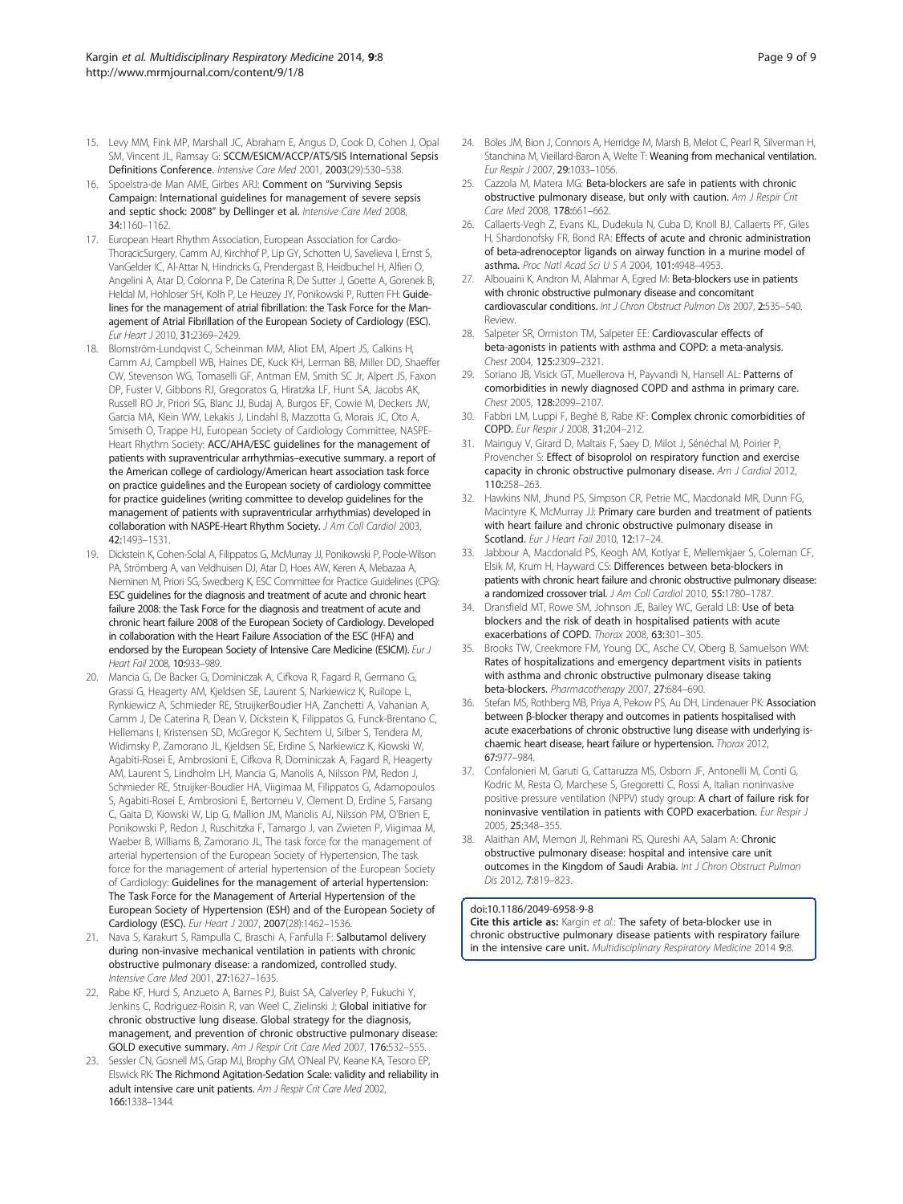15. Levy MM, Fink MP, Marshall JC, Abraham E, Angus D, Cook D, Cohen J, Opal SM, Vincent JL, Ramsay G: **SCCM/ESICM/ACCP/ATS/SIS International Sepsis Definitions Conference.** *Intensive Care Med* 2001, **2003**(29):530–538.
16. Spoelstra-de Man AME, Girbes ARJ: **Comment on "Surviving Sepsis Campaign: International guidelines for management of severe sepsis and septic shock: 2008" by Dellinger et al.** *Intensive Care Med* 2008, **34:**1160–1162.
17. European Heart Rhythm Association, European Association for Cardio-ThoracicSurgery, Camm AJ, Kirchhof P, Lip GY, Schotten U, Savelieva I, Ernst S, VanGelder IC, Al-Attar N, Hindricks G, Prendergast B, Heidbuchel H, Alfieri O, Angelini A, Atar D, Colonna P, De Caterina R, De Sutter J, Goette A, Gorenek B, Heldal M, Hohloser SH, Kolh P, Le Heuzey JY, Ponikowski P, Rutten FH: **Guidelines for the management of atrial fibrillation: the Task Force for the Management of Atrial Fibrillation of the European Society of Cardiology (ESC).** *Eur Heart J* 2010, **31:**2369–2429.
18. Blomström-Lundqvist C, Scheinman MM, Aliot EM, Alpert JS, Calkins H, Camm AJ, Campbell WB, Haines DE, Kuck KH, Lerman BB, Miller DD, Shaeffer CW, Stevenson WG, Tomaselli GF, Antman EM, Smith SC Jr, Alpert JS, Faxon DP, Fuster V, Gibbons RJ, Gregoratos G, Hiratzka LF, Hunt SA, Jacobs AK, Russell RO Jr, Priori SG, Blanc JJ, Budaj A, Burgos EF, Cowie M, Deckers JW, Garcia MA, Klein WW, Lekakis J, Lindahl B, Mazzotta G, Morais JC, Oto A, Smiseth O, Trappe HJ, European Society of Cardiology Committee, NASPE-Heart Rhythm Society: **ACC/AHA/ESC guidelines for the management of patients with supraventricular arrhythmias–executive summary. a report of the American college of cardiology/American heart association task force on practice guidelines and the European society of cardiology committee for practice guidelines (writing committee to develop guidelines for the management of patients with supraventricular arrhythmias) developed in collaboration with NASPE-Heart Rhythm Society.** *J Am Coll Cardiol* 2003, **42:**1493–1531.
19. Dickstein K, Cohen-Solal A, Filippatos G, McMurray JJ, Ponikowski P, Poole-Wilson PA, Strömberg A, van Veldhuisen DJ, Atar D, Hoes AW, Keren A, Mebazaa A, Nieminen M, Priori SG, Swedberg K, ESC Committee for Practice Guidelines (CPG): **ESC guidelines for the diagnosis and treatment of acute and chronic heart failure 2008: the Task Force for the diagnosis and treatment of acute and chronic heart failure 2008 of the European Society of Cardiology. Developed in collaboration with the Heart Failure Association of the ESC (HFA) and endorsed by the European Society of Intensive Care Medicine (ESICM).** *Eur J Heart Fail* 2008, **10:**933–989.
20. Mancia G, De Backer G, Dominiczak A, Cifkova R, Fagard R, Germano G, Grassi G, Heagerty AM, Kjeldsen SE, Laurent S, Narkiewicz K, Ruilope L, Rynkiewicz A, Schmieder RE, StruijkerBoudier HA, Zanchetti A, Vahanian A, Camm J, De Caterina R, Dean V, Dickstein K, Filippatos G, Funck-Brentano C, Hellemans I, Kristensen SD, McGregor K, Sechtem U, Silber S, Tendera M, Widimsky P, Zamorano JL, Kjeldsen SE, Erdine S, Narkiewicz K, Kiowski W, Agabiti-Rosei E, Ambrosioni E, Cifkova R, Dominiczak A, Fagard R, Heagerty AM, Laurent S, Lindholm LH, Mancia G, Manolis A, Nilsson PM, Redon J, Schmieder RE, Struijker-Boudier HA, Viigimaa M, Filippatos G, Adamopoulos S, Agabiti-Rosei E, Ambrosioni E, Bertomeu V, Clement D, Erdine S, Farsang C, Gaita D, Kiowski W, Lip G, Mallion JM, Manolis AJ, Nilsson PM, O'Brien E, Ponikowski P, Redon J, Ruschitzka F, Tamargo J, van Zwieten P, Viigimaa M, Waeber B, Williams B, Zamorano JL, The task force for the management of arterial hypertension of the European Society of Hypertension, The task force for the management of arterial hypertension of the European Society of Cardiology: **Guidelines for the management of arterial hypertension: The Task Force for the Management of Arterial Hypertension of the European Society of Hypertension (ESH) and of the European Society of Cardiology (ESC).** *Eur Heart J* 2007, **2007**(28):1462–1536.
21. Nava S, Karakurt S, Rampulla C, Braschi A, Fanfulla F: **Salbutamol delivery during non-invasive mechanical ventilation in patients with chronic obstructive pulmonary disease: a randomized, controlled study.** *Intensive Care Med* 2001, **27:**1627–1635.
22. Rabe KF, Hurd S, Anzueto A, Barnes PJ, Buist SA, Calverley P, Fukuchi Y, Jenkins C, Rodriguez-Roisin R, van Weel C, Zielinski J: **Global initiative for chronic obstructive lung disease. Global strategy for the diagnosis, management, and prevention of chronic obstructive pulmonary disease: GOLD executive summary.** *Am J Respir Crit Care Med* 2007, **176:**532–555.
23. Sessler CN, Gosnell MS, Grap MJ, Brophy GM, O'Neal PV, Keane KA, Tesoro EP, Elswick RK: **The Richmond Agitation-Sedation Scale: validity and reliability in adult intensive care unit patients.** *Am J Respir Crit Care Med* 2002, **166:**1338–1344.
24. Boles JM, Bion J, Connors A, Herridge M, Marsh B, Melot C, Pearl R, Silverman H, Stanchina M, Vieillard-Baron A, Welte T: **Weaning from mechanical ventilation.** *Eur Respir J* 2007, **29:**1033–1056.
25. Cazzola M, Matera MG: **Beta-blockers are safe in patients with chronic obstructive pulmonary disease, but only with caution.** *Am J Respir Crit Care Med* 2008, **178:**661–662.
26. Callaerts-Vegh Z, Evans KL, Dudekula N, Cuba D, Knoll BJ, Callaerts PF, Giles H, Shardonofsky FR, Bond RA: **Effects of acute and chronic administration of beta-adrenoceptor ligands on airway function in a murine model of asthma.** *Proc Natl Acad Sci U S A* 2004, **101:**4948–4953.
27. Albouaini K, Andron M, Alahmar A, Egred M: **Beta-blockers use in patients with chronic obstructive pulmonary disease and concomitant cardiovascular conditions.** *Int J Chron Obstruct Pulmon Dis* 2007, **2:**535–540. Review.
28. Salpeter SR, Ormiston TM, Salpeter EE: **Cardiovascular effects of beta-agonists in patients with asthma and COPD: a meta-analysis.** *Chest* 2004, **125:**2309–2321.
29. Soriano JB, Visick GT, Muellerova H, Payvandi N, Hansell AL: **Patterns of comorbidities in newly diagnosed COPD and asthma in primary care.** *Chest* 2005, **128:**2099–2107.
30. Fabbri LM, Luppi F, Beghé B, Rabe KF: **Complex chronic comorbidities of COPD.** *Eur Respir J* 2008, **31:**204–212.
31. Mainguy V, Girard D, Maltais F, Saey D, Milot J, Sénéchal M, Poirier P, Provencher S: **Effect of bisoprolol on respiratory function and exercise capacity in chronic obstructive pulmonary disease.** *Am J Cardiol* 2012, **110:**258–263.
32. Hawkins NM, Jhund PS, Simpson CR, Petrie MC, Macdonald MR, Dunn FG, Macintyre K, McMurray JJ: **Primary care burden and treatment of patients with heart failure and chronic obstructive pulmonary disease in Scotland.** *Eur J Heart Fail* 2010, **12:**17–24.
33. Jabbour A, Macdonald PS, Keogh AM, Kotlyar E, Mellemkjaer S, Coleman CF, Elsik M, Krum H, Hayward CS: **Differences between beta-blockers in patients with chronic heart failure and chronic obstructive pulmonary disease: a randomized crossover trial.** *J Am Coll Cardiol* 2010, **55:**1780–1787.
34. Dransfield MT, Rowe SM, Johnson JE, Bailey WC, Gerald LB: **Use of beta blockers and the risk of death in hospitalised patients with acute exacerbations of COPD.** *Thorax* 2008, **63:**301–305.
35. Brooks TW, Creekmore FM, Young DC, Asche CV, Oberg B, Samuelson WM: **Rates of hospitalizations and emergency department visits in patients with asthma and chronic obstructive pulmonary disease taking beta-blockers.** *Pharmacotherapy* 2007, **27:**684–690.
36. Stefan MS, Rothberg MB, Priya A, Pekow PS, Au DH, Lindenauer PK: **Association between β-blocker therapy and outcomes in patients hospitalised with acute exacerbations of chronic obstructive lung disease with underlying ischaemic heart disease, heart failure or hypertension.** *Thorax* 2012, **67:**977–984.
37. Confalonieri M, Garuti G, Cattaruzza MS, Osborn JF, Antonelli M, Conti G, Kodric M, Resta O, Marchese S, Gregoretti C, Rossi A, Italian noninvasive positive pressure ventilation (NPPV) study group: **A chart of failure risk for noninvasive ventilation in patients with COPD exacerbation.** *Eur Respir J* 2005, **25:**348–355.
38. Alaithan AM, Memon JI, Rehmani RS, Qureshi AA, Salam A: **Chronic obstructive pulmonary disease: hospital and intensive care unit outcomes in the Kingdom of Saudi Arabia.** *Int J Chron Obstruct Pulmon Dis* 2012, **7:**819–823.

doi:10.1186/2049-6958-9-8

**Cite this article as:** Kargin *et al.*: The safety of beta-blocker use in chronic obstructive pulmonary disease patients with respiratory failure in the intensive care unit. *Multidisciplinary Respiratory Medicine* 2014 **9**:8.